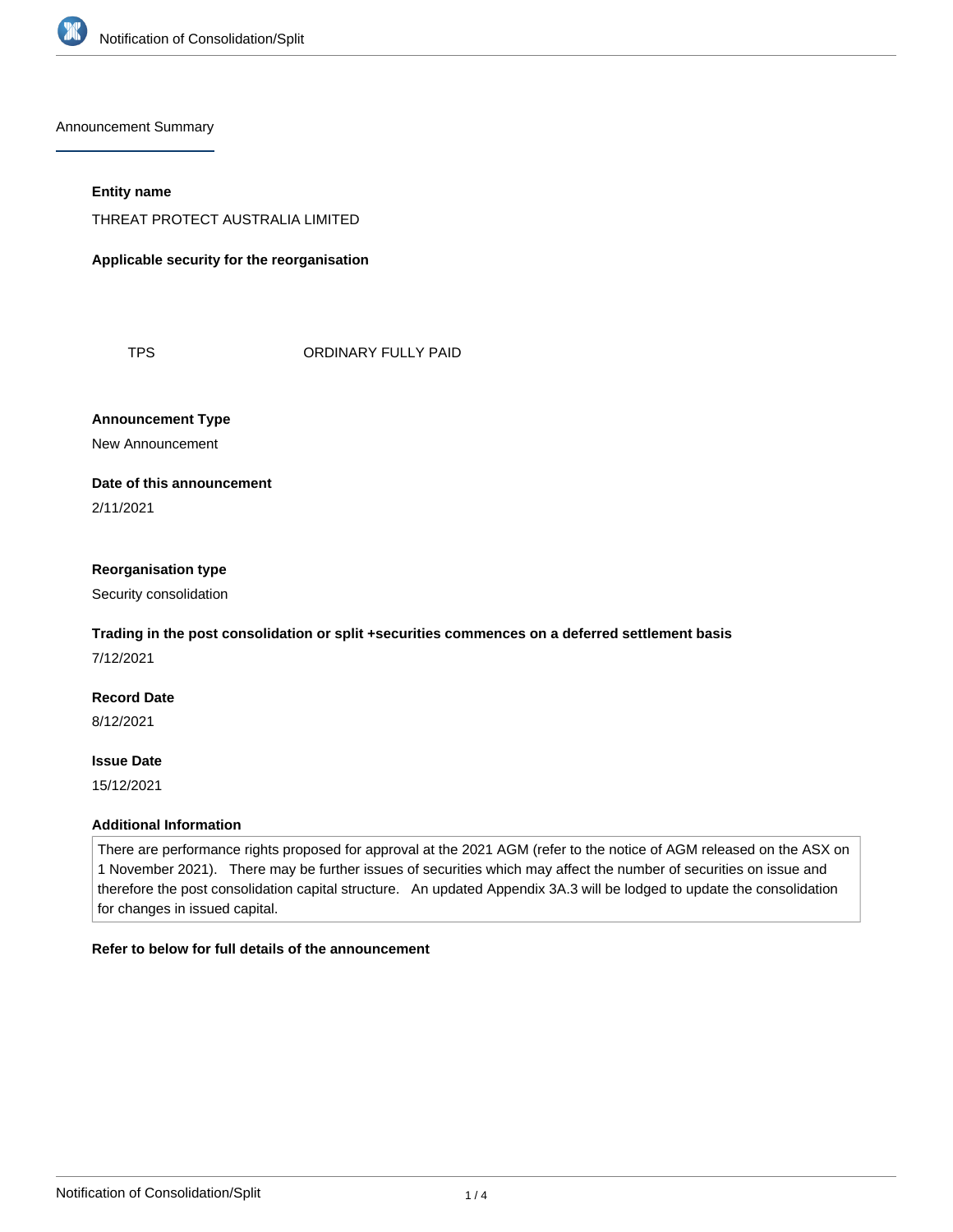Announcement Summary

**Entity name**

THREAT PROTECT AUSTRALIA LIMITED

**Applicable security for the reorganisation**

| | |
|---|---|
| TPS | ORDINARY FULLY PAID |

**Announcement Type**

New Announcement

**Date of this announcement**

2/11/2021

**Reorganisation type**

Security consolidation

**Trading in the post consolidation or split +securities commences on a deferred settlement basis**

7/12/2021

**Record Date**

8/12/2021

**Issue Date**

15/12/2021

**Additional Information**

There are performance rights proposed for approval at the 2021 AGM (refer to the notice of AGM released on the ASX on 1 November 2021). There may be further issues of securities which may affect the number of securities on issue and therefore the post consolidation capital structure. An updated Appendix 3A.3 will be lodged to update the consolidation for changes in issued capital.

**Refer to below for full details of the announcement**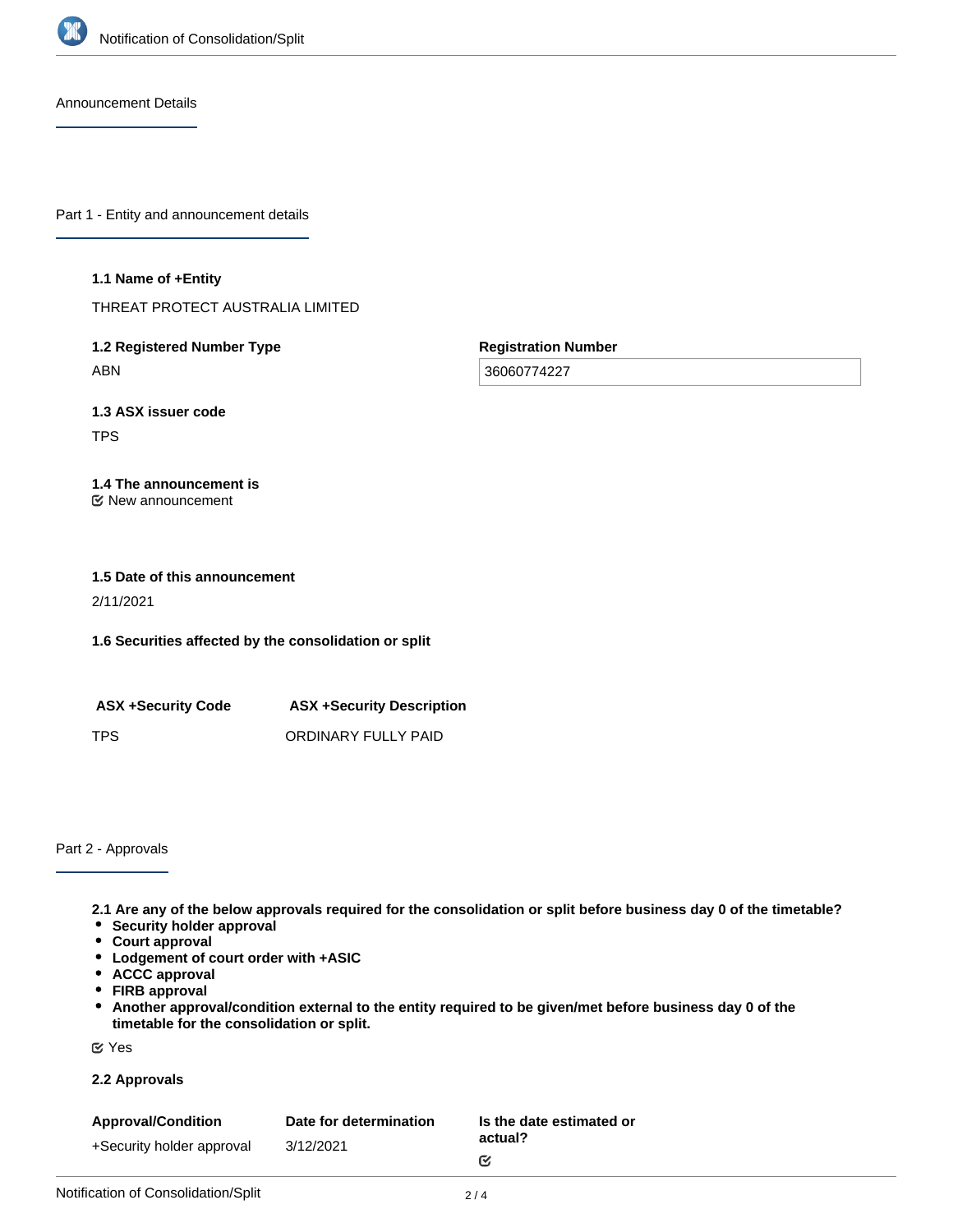Announcement Details

## Part 1 - Entity and announcement details

**1.1 Name of +Entity**

THREAT PROTECT AUSTRALIA LIMITED

**1.2 Registered Number Type**

ABN

**Registration Number**

36060774227

**1.3 ASX issuer code**

TPS

**1.4 The announcement is**

New announcement

**1.5 Date of this announcement**

2/11/2021

**1.6 Securities affected by the consolidation or split**

| ASX +Security Code | ASX +Security Description |
|---|---|
| TPS | ORDINARY FULLY PAID |

## Part 2 - Approvals

**2.1 Are any of the below approvals required for the consolidation or split before business day 0 of the timetable?**

- **Security holder approval**
- **Court approval**
- **Lodgement of court order with +ASIC**
- **ACCC approval**
- **FIRB approval**
- **Another approval/condition external to the entity required to be given/met before business day 0 of the timetable for the consolidation or split.**

Yes

**2.2 Approvals**

| Approval/Condition | Date for determination | Is the date estimated or actual? |
|---|---|---|
| +Security holder approval | 3/12/2021 | |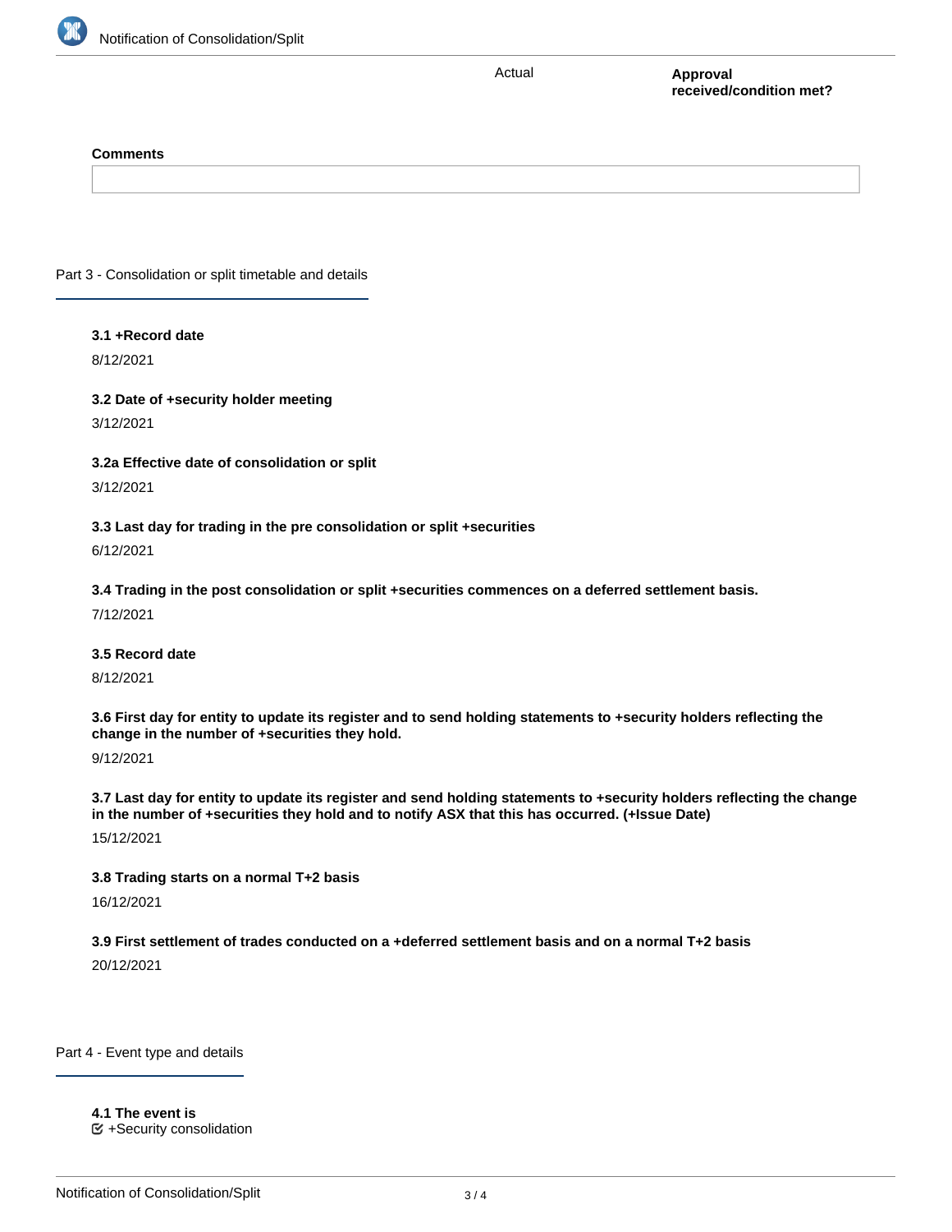| | Actual | Approval received/condition met? |
|---|---|---|

**Comments**

## Part 3 - Consolidation or split timetable and details

**3.1 +Record date**

8/12/2021

**3.2 Date of +security holder meeting**

3/12/2021

**3.2a Effective date of consolidation or split**

3/12/2021

**3.3 Last day for trading in the pre consolidation or split +securities**

6/12/2021

**3.4 Trading in the post consolidation or split +securities commences on a deferred settlement basis.**

7/12/2021

**3.5 Record date**

8/12/2021

**3.6 First day for entity to update its register and to send holding statements to +security holders reflecting the change in the number of +securities they hold.**

9/12/2021

**3.7 Last day for entity to update its register and send holding statements to +security holders reflecting the change in the number of +securities they hold and to notify ASX that this has occurred. (+Issue Date)**

15/12/2021

**3.8 Trading starts on a normal T+2 basis**

16/12/2021

**3.9 First settlement of trades conducted on a +deferred settlement basis and on a normal T+2 basis**

20/12/2021

## Part 4 - Event type and details

**4.1 The event is**

☑ +Security consolidation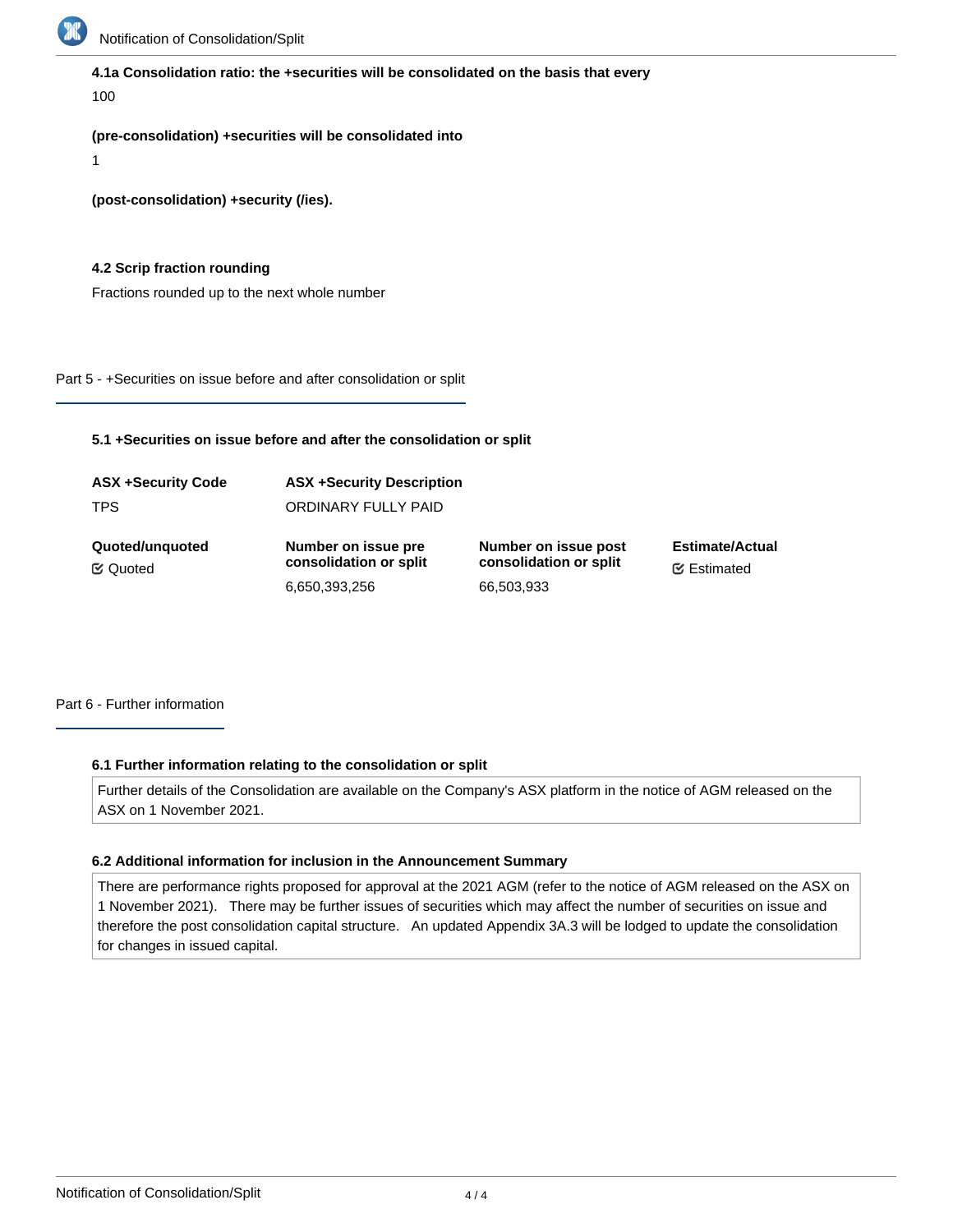**4.1a Consolidation ratio: the +securities will be consolidated on the basis that every**

100

**(pre-consolidation) +securities will be consolidated into**

1

**(post-consolidation) +security (/ies).**

**4.2 Scrip fraction rounding**

Fractions rounded up to the next whole number

## Part 5 - +Securities on issue before and after consolidation or split

**5.1 +Securities on issue before and after the consolidation or split**

| ASX +Security Code | ASX +Security Description | | |
|---|---|---|---|
| TPS | ORDINARY FULLY PAID | | |
| **Quoted/unquoted** | **Number on issue pre consolidation or split** | **Number on issue post consolidation or split** | **Estimate/Actual** |
| ☑ Quoted | 6,650,393,256 | 66,503,933 | ☑ Estimated |

## Part 6 - Further information

**6.1 Further information relating to the consolidation or split**

Further details of the Consolidation are available on the Company's ASX platform in the notice of AGM released on the ASX on 1 November 2021.

**6.2 Additional information for inclusion in the Announcement Summary**

There are performance rights proposed for approval at the 2021 AGM (refer to the notice of AGM released on the ASX on 1 November 2021). There may be further issues of securities which may affect the number of securities on issue and therefore the post consolidation capital structure. An updated Appendix 3A.3 will be lodged to update the consolidation for changes in issued capital.